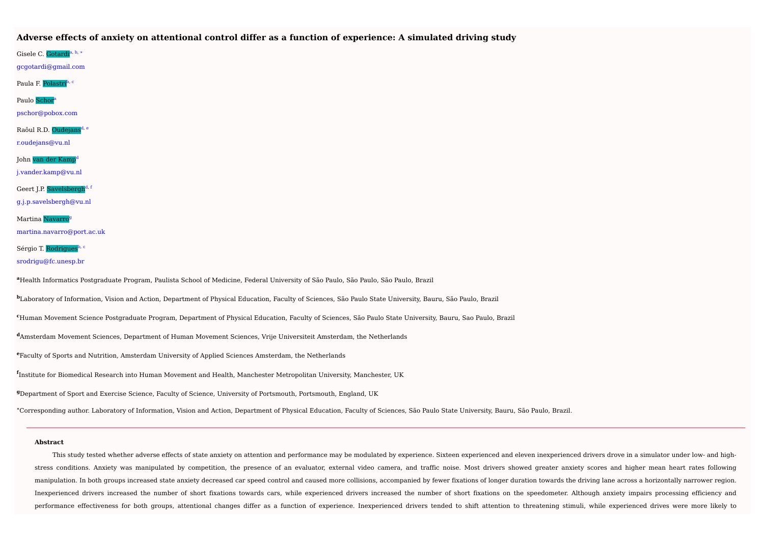# Adverse effects of anxiety on attentional control differ as a function of experience: A simulated driving study

Gisele C. Gotardi[a, b, *]

gcgotardi@gmail.com

Paula F. Polastri[b, c]

Paulo Schor[a]

pschor@pobox.com

Raôul R.D. Oudejans[d, e]

r.oudejans@vu.nl

John van der Kamp[d]

j.vander.kamp@vu.nl

Geert J.P. Savelsbergh[d, f]

g.j.p.savelsbergh@vu.nl

Martina Navarro[g]

martina.navarro@port.ac.uk

Sérgio T. Rodrigues[b, c]

srodrigu@fc.unesp.br

[a]Health Informatics Postgraduate Program, Paulista School of Medicine, Federal University of São Paulo, São Paulo, São Paulo, Brazil

[b]Laboratory of Information, Vision and Action, Department of Physical Education, Faculty of Sciences, São Paulo State University, Bauru, São Paulo, Brazil

[c]Human Movement Science Postgraduate Program, Department of Physical Education, Faculty of Sciences, São Paulo State University, Bauru, Sao Paulo, Brazil

[d]Amsterdam Movement Sciences, Department of Human Movement Sciences, Vrije Universiteit Amsterdam, the Netherlands

[e]Faculty of Sports and Nutrition, Amsterdam University of Applied Sciences Amsterdam, the Netherlands

[f]Institute for Biomedical Research into Human Movement and Health, Manchester Metropolitan University, Manchester, UK

[g]Department of Sport and Exercise Science, Faculty of Science, University of Portsmouth, Portsmouth, England, UK

[*]Corresponding author. Laboratory of Information, Vision and Action, Department of Physical Education, Faculty of Sciences, São Paulo State University, Bauru, São Paulo, Brazil.

---

**Abstract**

This study tested whether adverse effects of state anxiety on attention and performance may be modulated by experience. Sixteen experienced and eleven inexperienced drivers drove in a simulator under low- and high-stress conditions. Anxiety was manipulated by competition, the presence of an evaluator, external video camera, and traffic noise. Most drivers showed greater anxiety scores and higher mean heart rates following manipulation. In both groups increased state anxiety decreased car speed control and caused more collisions, accompanied by fewer fixations of longer duration towards the driving lane across a horizontally narrower region. Inexperienced drivers increased the number of short fixations towards cars, while experienced drivers increased the number of short fixations on the speedometer. Although anxiety impairs processing efficiency and performance effectiveness for both groups, attentional changes differ as a function of experience. Inexperienced drivers tended to shift attention to threatening stimuli, while experienced drives were more likely to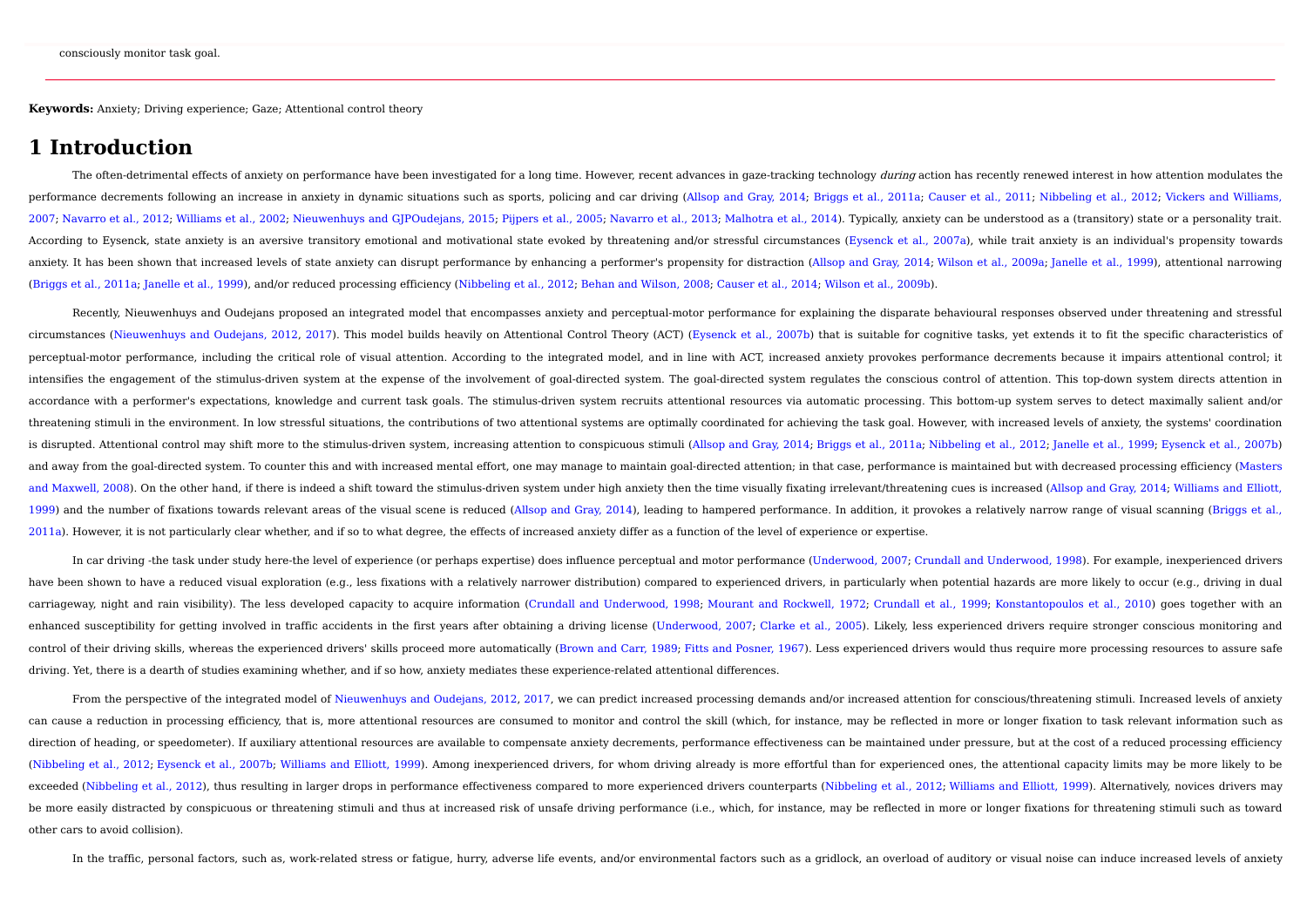consciously monitor task goal.

**Keywords:** Anxiety; Driving experience; Gaze; Attentional control theory

# 1 Introduction

The often-detrimental effects of anxiety on performance have been investigated for a long time. However, recent advances in gaze-tracking technology *during* action has recently renewed interest in how attention modulates the performance decrements following an increase in anxiety in dynamic situations such as sports, policing and car driving (Allsop and Gray, 2014; Briggs et al., 2011a; Causer et al., 2011; Nibbeling et al., 2012; Vickers and Williams, 2007; Navarro et al., 2012; Williams et al., 2002; Nieuwenhuys and GJPOudejans, 2015; Pijpers et al., 2005; Navarro et al., 2013; Malhotra et al., 2014). Typically, anxiety can be understood as a (transitory) state or a personality trait. According to Eysenck, state anxiety is an aversive transitory emotional and motivational state evoked by threatening and/or stressful circumstances (Eysenck et al., 2007a), while trait anxiety is an individual's propensity towards anxiety. It has been shown that increased levels of state anxiety can disrupt performance by enhancing a performer's propensity for distraction (Allsop and Gray, 2014; Wilson et al., 2009a; Janelle et al., 1999), attentional narrowing (Briggs et al., 2011a; Janelle et al., 1999), and/or reduced processing efficiency (Nibbeling et al., 2012; Behan and Wilson, 2008; Causer et al., 2014; Wilson et al., 2009b).

Recently, Nieuwenhuys and Oudejans proposed an integrated model that encompasses anxiety and perceptual-motor performance for explaining the disparate behavioural responses observed under threatening and stressful circumstances (Nieuwenhuys and Oudejans, 2012, 2017). This model builds heavily on Attentional Control Theory (ACT) (Eysenck et al., 2007b) that is suitable for cognitive tasks, yet extends it to fit the specific characteristics of perceptual-motor performance, including the critical role of visual attention. According to the integrated model, and in line with ACT, increased anxiety provokes performance decrements because it impairs attentional control; it intensifies the engagement of the stimulus-driven system at the expense of the involvement of goal-directed system. The goal-directed system regulates the conscious control of attention. This top-down system directs attention in accordance with a performer's expectations, knowledge and current task goals. The stimulus-driven system recruits attentional resources via automatic processing. This bottom-up system serves to detect maximally salient and/or threatening stimuli in the environment. In low stressful situations, the contributions of two attentional systems are optimally coordinated for achieving the task goal. However, with increased levels of anxiety, the systems' coordination is disrupted. Attentional control may shift more to the stimulus-driven system, increasing attention to conspicuous stimuli (Allsop and Gray, 2014; Briggs et al., 2011a; Nibbeling et al., 2012; Janelle et al., 1999; Eysenck et al., 2007b) and away from the goal-directed system. To counter this and with increased mental effort, one may manage to maintain goal-directed attention; in that case, performance is maintained but with decreased processing efficiency (Masters and Maxwell, 2008). On the other hand, if there is indeed a shift toward the stimulus-driven system under high anxiety then the time visually fixating irrelevant/threatening cues is increased (Allsop and Gray, 2014; Williams and Elliott, 1999) and the number of fixations towards relevant areas of the visual scene is reduced (Allsop and Gray, 2014), leading to hampered performance. In addition, it provokes a relatively narrow range of visual scanning (Briggs et al., 2011a). However, it is not particularly clear whether, and if so to what degree, the effects of increased anxiety differ as a function of the level of experience or expertise.

In car driving -the task under study here-the level of experience (or perhaps expertise) does influence perceptual and motor performance (Underwood, 2007; Crundall and Underwood, 1998). For example, inexperienced drivers have been shown to have a reduced visual exploration (e.g., less fixations with a relatively narrower distribution) compared to experienced drivers, in particularly when potential hazards are more likely to occur (e.g., driving in dual carriageway, night and rain visibility). The less developed capacity to acquire information (Crundall and Underwood, 1998; Mourant and Rockwell, 1972; Crundall et al., 1999; Konstantopoulos et al., 2010) goes together with an enhanced susceptibility for getting involved in traffic accidents in the first years after obtaining a driving license (Underwood, 2007; Clarke et al., 2005). Likely, less experienced drivers require stronger conscious monitoring and control of their driving skills, whereas the experienced drivers' skills proceed more automatically (Brown and Carr, 1989; Fitts and Posner, 1967). Less experienced drivers would thus require more processing resources to assure safe driving. Yet, there is a dearth of studies examining whether, and if so how, anxiety mediates these experience-related attentional differences.

From the perspective of the integrated model of Nieuwenhuys and Oudejans, 2012, 2017, we can predict increased processing demands and/or increased attention for conscious/threatening stimuli. Increased levels of anxiety can cause a reduction in processing efficiency, that is, more attentional resources are consumed to monitor and control the skill (which, for instance, may be reflected in more or longer fixation to task relevant information such as direction of heading, or speedometer). If auxiliary attentional resources are available to compensate anxiety decrements, performance effectiveness can be maintained under pressure, but at the cost of a reduced processing efficiency (Nibbeling et al., 2012; Eysenck et al., 2007b; Williams and Elliott, 1999). Among inexperienced drivers, for whom driving already is more effortful than for experienced ones, the attentional capacity limits may be more likely to be exceeded (Nibbeling et al., 2012), thus resulting in larger drops in performance effectiveness compared to more experienced drivers counterparts (Nibbeling et al., 2012; Williams and Elliott, 1999). Alternatively, novices drivers may be more easily distracted by conspicuous or threatening stimuli and thus at increased risk of unsafe driving performance (i.e., which, for instance, may be reflected in more or longer fixations for threatening stimuli such as toward other cars to avoid collision).

In the traffic, personal factors, such as, work-related stress or fatigue, hurry, adverse life events, and/or environmental factors such as a gridlock, an overload of auditory or visual noise can induce increased levels of anxiety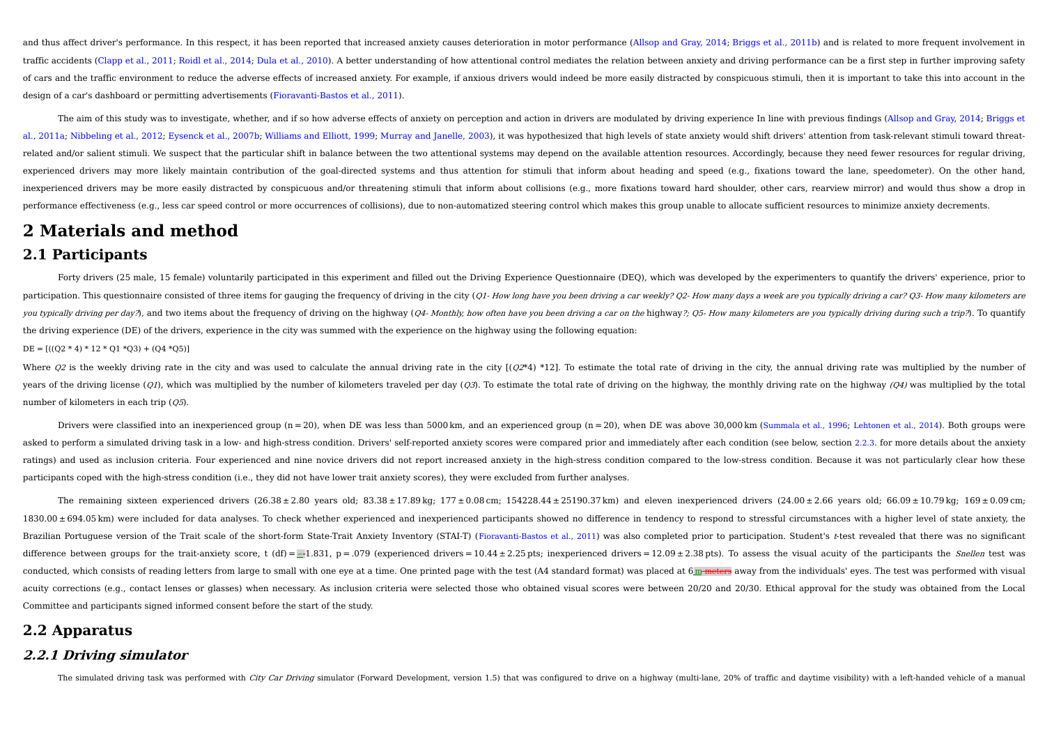and thus affect driver's performance. In this respect, it has been reported that increased anxiety causes deterioration in motor performance (Allsop and Gray, 2014; Briggs et al., 2011b) and is related to more frequent involvement in traffic accidents (Clapp et al., 2011; Roidl et al., 2014; Dula et al., 2010). A better understanding of how attentional control mediates the relation between anxiety and driving performance can be a first step in further improving safety of cars and the traffic environment to reduce the adverse effects of increased anxiety. For example, if anxious drivers would indeed be more easily distracted by conspicuous stimuli, then it is important to take this into account in the design of a car's dashboard or permitting advertisements (Fioravanti-Bastos et al., 2011).

The aim of this study was to investigate, whether, and if so how adverse effects of anxiety on perception and action in drivers are modulated by driving experience In line with previous findings (Allsop and Gray, 2014; Briggs et al., 2011a; Nibbeling et al., 2012; Eysenck et al., 2007b; Williams and Elliott, 1999; Murray and Janelle, 2003), it was hypothesized that high levels of state anxiety would shift drivers' attention from task-relevant stimuli toward threat-related and/or salient stimuli. We suspect that the particular shift in balance between the two attentional systems may depend on the available attention resources. Accordingly, because they need fewer resources for regular driving, experienced drivers may more likely maintain contribution of the goal-directed systems and thus attention for stimuli that inform about heading and speed (e.g., fixations toward the lane, speedometer). On the other hand, inexperienced drivers may be more easily distracted by conspicuous and/or threatening stimuli that inform about collisions (e.g., more fixations toward hard shoulder, other cars, rearview mirror) and would thus show a drop in performance effectiveness (e.g., less car speed control or more occurrences of collisions), due to non-automatized steering control which makes this group unable to allocate sufficient resources to minimize anxiety decrements.

# 2 Materials and method

## 2.1 Participants

Forty drivers (25 male, 15 female) voluntarily participated in this experiment and filled out the Driving Experience Questionnaire (DEQ), which was developed by the experimenters to quantify the drivers' experience, prior to participation. This questionnaire consisted of three items for gauging the frequency of driving in the city (*Q1- How long have you been driving a car weekly? Q2- How many days a week are you typically driving a car? Q3- How many kilometers are you typically driving per day?*), and two items about the frequency of driving on the highway (*Q4- Monthly, how often have you been driving a car on the* highway*?; Q5- How many kilometers are you typically driving during such a trip?*). To quantify the driving experience (DE) of the drivers, experience in the city was summed with the experience on the highway using the following equation:

$$DE = [((Q2 * 4) * 12 * Q1 * Q3) + (Q4 * Q5)]$$

Where *Q2* is the weekly driving rate in the city and was used to calculate the annual driving rate in the city [(*Q2*\*4) \*12]. To estimate the total rate of driving in the city, the annual driving rate was multiplied by the number of years of the driving license (*Q1*), which was multiplied by the number of kilometers traveled per day (*Q3*). To estimate the total rate of driving on the highway, the monthly driving rate on the highway *(Q4)* was multiplied by the total number of kilometers in each trip (*Q5*).

Drivers were classified into an inexperienced group (n = 20), when DE was less than 5000 km, and an experienced group (n = 20), when DE was above 30,000 km (Summala et al., 1996; Lehtonen et al., 2014). Both groups were asked to perform a simulated driving task in a low- and high-stress condition. Drivers' self-reported anxiety scores were compared prior and immediately after each condition (see below, section 2.2.3. for more details about the anxiety ratings) and used as inclusion criteria. Four experienced and nine novice drivers did not report increased anxiety in the high-stress condition compared to the low-stress condition. Because it was not particularly clear how these participants coped with the high-stress condition (i.e., they did not have lower trait anxiety scores), they were excluded from further analyses.

The remaining sixteen experienced drivers (26.38 ± 2.80 years old; 83.38 ± 17.89 kg; 177 ± 0.08 cm; 154228.44 ± 25190.37 km) and eleven inexperienced drivers (24.00 ± 2.66 years old; 66.09 ± 10.79 kg; 169 ± 0.09 cm; 1830.00 ± 694.05 km) were included for data analyses. To check whether experienced and inexperienced participants showed no difference in tendency to respond to stressful circumstances with a higher level of state anxiety, the Brazilian Portuguese version of the Trait scale of the short-form State-Trait Anxiety Inventory (STAI-T) (Fioravanti-Bastos et al., 2011) was also completed prior to participation. Student's *t*-test revealed that there was no significant difference between groups for the trait-anxiety score, t (df) = −1.831, p = .079 (experienced drivers = 10.44 ± 2.25 pts; inexperienced drivers = 12.09 ± 2.38 pts). To assess the visual acuity of the participants the *Snellen* test was conducted, which consists of reading letters from large to small with one eye at a time. One printed page with the test (A4 standard format) was placed at 6 m away from the individuals' eyes. The test was performed with visual acuity corrections (e.g., contact lenses or glasses) when necessary. As inclusion criteria were selected those who obtained visual scores were between 20/20 and 20/30. Ethical approval for the study was obtained from the Local Committee and participants signed informed consent before the start of the study.

## 2.2 Apparatus

### 2.2.1 Driving simulator

The simulated driving task was performed with *City Car Driving* simulator (Forward Development, version 1.5) that was configured to drive on a highway (multi-lane, 20% of traffic and daytime visibility) with a left-handed vehicle of a manual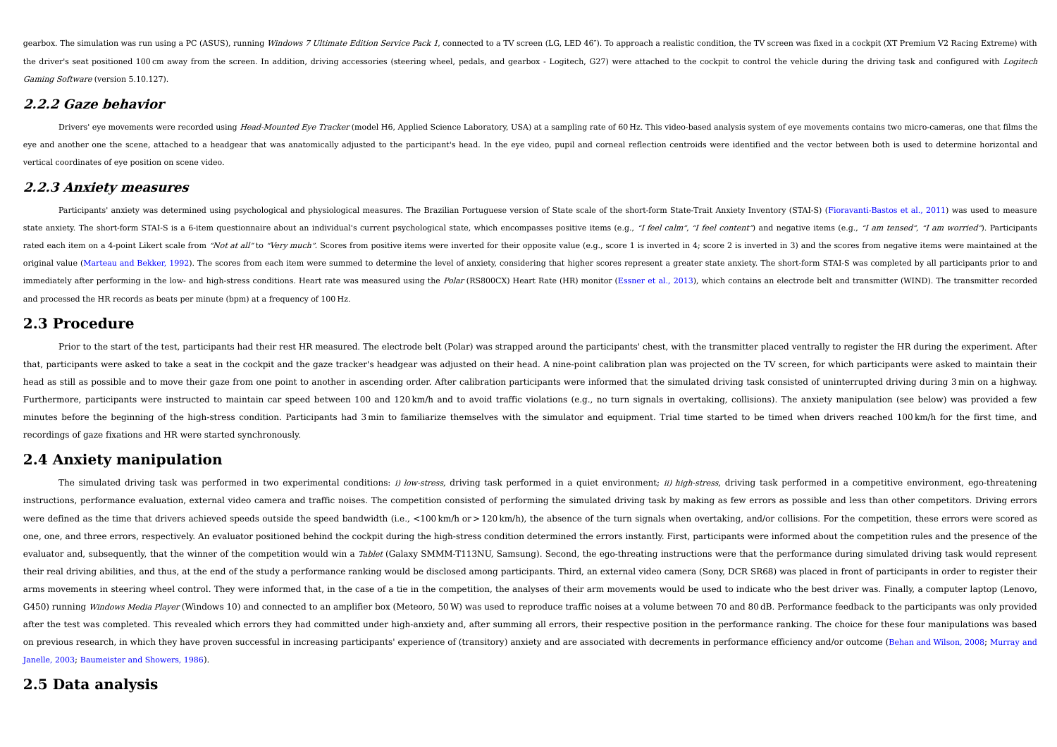gearbox. The simulation was run using a PC (ASUS), running *Windows 7 Ultimate Edition Service Pack 1*, connected to a TV screen (LG, LED 46″). To approach a realistic condition, the TV screen was fixed in a cockpit (XT Premium V2 Racing Extreme) with the driver's seat positioned 100 cm away from the screen. In addition, driving accessories (steering wheel, pedals, and gearbox - Logitech, G27) were attached to the cockpit to control the vehicle during the driving task and configured with *Logitech Gaming Software* (version 5.10.127).

### 2.2.2 Gaze behavior

Drivers' eye movements were recorded using *Head-Mounted Eye Tracker* (model H6, Applied Science Laboratory, USA) at a sampling rate of 60 Hz. This video-based analysis system of eye movements contains two micro-cameras, one that films the eye and another one the scene, attached to a headgear that was anatomically adjusted to the participant's head. In the eye video, pupil and corneal reflection centroids were identified and the vector between both is used to determine horizontal and vertical coordinates of eye position on scene video.

### 2.2.3 Anxiety measures

Participants' anxiety was determined using psychological and physiological measures. The Brazilian Portuguese version of State scale of the short-form State-Trait Anxiety Inventory (STAI-S) (Fioravanti-Bastos et al., 2011) was used to measure state anxiety. The short-form STAI-S is a 6-item questionnaire about an individual's current psychological state, which encompasses positive items (e.g., *"I feel calm"*, *"I feel content"*) and negative items (e.g., *"I am tensed"*, *"I am worried"*). Participants rated each item on a 4-point Likert scale from *"Not at all"* to *"Very much"*. Scores from positive items were inverted for their opposite value (e.g., score 1 is inverted in 4; score 2 is inverted in 3) and the scores from negative items were maintained at the original value (Marteau and Bekker, 1992). The scores from each item were summed to determine the level of anxiety, considering that higher scores represent a greater state anxiety. The short-form STAI-S was completed by all participants prior to and immediately after performing in the low- and high-stress conditions. Heart rate was measured using the *Polar* (RS800CX) Heart Rate (HR) monitor (Essner et al., 2013), which contains an electrode belt and transmitter (WIND). The transmitter recorded and processed the HR records as beats per minute (bpm) at a frequency of 100 Hz.

## 2.3 Procedure

Prior to the start of the test, participants had their rest HR measured. The electrode belt (Polar) was strapped around the participants' chest, with the transmitter placed ventrally to register the HR during the experiment. After that, participants were asked to take a seat in the cockpit and the gaze tracker's headgear was adjusted on their head. A nine-point calibration plan was projected on the TV screen, for which participants were asked to maintain their head as still as possible and to move their gaze from one point to another in ascending order. After calibration participants were informed that the simulated driving task consisted of uninterrupted driving during 3 min on a highway. Furthermore, participants were instructed to maintain car speed between 100 and 120 km/h and to avoid traffic violations (e.g., no turn signals in overtaking, collisions). The anxiety manipulation (see below) was provided a few minutes before the beginning of the high-stress condition. Participants had 3 min to familiarize themselves with the simulator and equipment. Trial time started to be timed when drivers reached 100 km/h for the first time, and recordings of gaze fixations and HR were started synchronously.

## 2.4 Anxiety manipulation

The simulated driving task was performed in two experimental conditions: *i) low-stress*, driving task performed in a quiet environment; *ii) high-stress*, driving task performed in a competitive environment, ego-threatening instructions, performance evaluation, external video camera and traffic noises. The competition consisted of performing the simulated driving task by making as few errors as possible and less than other competitors. Driving errors were defined as the time that drivers achieved speeds outside the speed bandwidth (i.e., <100 km/h or > 120 km/h), the absence of the turn signals when overtaking, and/or collisions. For the competition, these errors were scored as one, one, and three errors, respectively. An evaluator positioned behind the cockpit during the high-stress condition determined the errors instantly. First, participants were informed about the competition rules and the presence of the evaluator and, subsequently, that the winner of the competition would win a *Tablet* (Galaxy SMMM-T113NU, Samsung). Second, the ego-threating instructions were that the performance during simulated driving task would represent their real driving abilities, and thus, at the end of the study a performance ranking would be disclosed among participants. Third, an external video camera (Sony, DCR SR68) was placed in front of participants in order to register their arms movements in steering wheel control. They were informed that, in the case of a tie in the competition, the analyses of their arm movements would be used to indicate who the best driver was. Finally, a computer laptop (Lenovo, G450) running *Windows Media Player* (Windows 10) and connected to an amplifier box (Meteoro, 50 W) was used to reproduce traffic noises at a volume between 70 and 80 dB. Performance feedback to the participants was only provided after the test was completed. This revealed which errors they had committed under high-anxiety and, after summing all errors, their respective position in the performance ranking. The choice for these four manipulations was based on previous research, in which they have proven successful in increasing participants' experience of (transitory) anxiety and are associated with decrements in performance efficiency and/or outcome (Behan and Wilson, 2008; Murray and Janelle, 2003; Baumeister and Showers, 1986).

## 2.5 Data analysis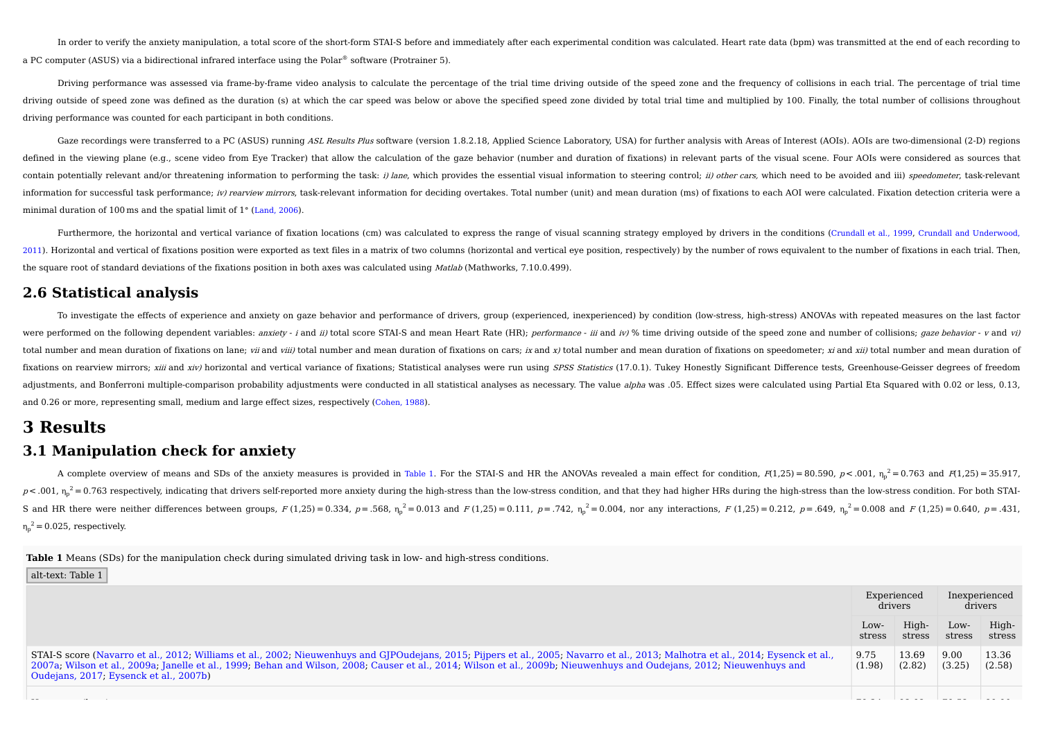In order to verify the anxiety manipulation, a total score of the short-form STAI-S before and immediately after each experimental condition was calculated. Heart rate data (bpm) was transmitted at the end of each recording to a PC computer (ASUS) via a bidirectional infrared interface using the Polar® software (Protrainer 5).

Driving performance was assessed via frame-by-frame video analysis to calculate the percentage of the trial time driving outside of the speed zone and the frequency of collisions in each trial. The percentage of trial time driving outside of speed zone was defined as the duration (s) at which the car speed was below or above the specified speed zone divided by total trial time and multiplied by 100. Finally, the total number of collisions throughout driving performance was counted for each participant in both conditions.

Gaze recordings were transferred to a PC (ASUS) running *ASL Results Plus* software (version 1.8.2.18, Applied Science Laboratory, USA) for further analysis with Areas of Interest (AOIs). AOIs are two-dimensional (2-D) regions defined in the viewing plane (e.g., scene video from Eye Tracker) that allow the calculation of the gaze behavior (number and duration of fixations) in relevant parts of the visual scene. Four AOIs were considered as sources that contain potentially relevant and/or threatening information to performing the task: *i) lane*, which provides the essential visual information to steering control; *ii) other cars*, which need to be avoided and iii) *speedometer*, task-relevant information for successful task performance; *iv) rearview mirrors*, task-relevant information for deciding overtakes. Total number (unit) and mean duration (ms) of fixations to each AOI were calculated. Fixation detection criteria were a minimal duration of 100 ms and the spatial limit of 1° (Land, 2006).

Furthermore, the horizontal and vertical variance of fixation locations (cm) was calculated to express the range of visual scanning strategy employed by drivers in the conditions (Crundall et al., 1999, Crundall and Underwood, 2011). Horizontal and vertical of fixations position were exported as text files in a matrix of two columns (horizontal and vertical eye position, respectively) by the number of rows equivalent to the number of fixations in each trial. Then, the square root of standard deviations of the fixations position in both axes was calculated using *Matlab* (Mathworks, 7.10.0.499).

## 2.6 Statistical analysis

To investigate the effects of experience and anxiety on gaze behavior and performance of drivers, group (experienced, inexperienced) by condition (low-stress, high-stress) ANOVAs with repeated measures on the last factor were performed on the following dependent variables: *anxiety* - *i* and *ii)* total score STAI-S and mean Heart Rate (HR); *performance* - *iii* and *iv)* % time driving outside of the speed zone and number of collisions; *gaze behavior* - *v* and *vi)* total number and mean duration of fixations on lane; *vii* and *viii)* total number and mean duration of fixations on cars; *ix* and *x)* total number and mean duration of fixations on speedometer; *xi* and *xii)* total number and mean duration of fixations on rearview mirrors; *xiii* and *xiv)* horizontal and vertical variance of fixations; Statistical analyses were run using *SPSS Statistics* (17.0.1). Tukey Honestly Significant Difference tests, Greenhouse-Geisser degrees of freedom adjustments, and Bonferroni multiple-comparison probability adjustments were conducted in all statistical analyses as necessary. The value *alpha* was .05. Effect sizes were calculated using Partial Eta Squared with 0.02 or less, 0.13, and 0.26 or more, representing small, medium and large effect sizes, respectively (Cohen, 1988).

# 3 Results

## 3.1 Manipulation check for anxiety

A complete overview of means and SDs of the anxiety measures is provided in Table 1. For the STAI-S and HR the ANOVAs revealed a main effect for condition, $F(1,25) = 80.590$, $p < .001$, $\eta_p^2 = 0.763$ and $F(1,25) = 35.917$, $p < .001$, $\eta_p^2 = 0.763$ respectively, indicating that drivers self-reported more anxiety during the high-stress than the low-stress condition, and that they had higher HRs during the high-stress than the low-stress condition. For both STAI-S and HR there were neither differences between groups, $F(1,25) = 0.334$, $p = .568$, $\eta_p^2 = 0.013$ and $F(1,25) = 0.111$, $p = .742$, $\eta_p^2 = 0.004$, nor any interactions, $F(1,25) = 0.212$, $p = .649$, $\eta_p^2 = 0.008$ and $F(1,25) = 0.640$, $p = .431$, $\eta_p^2 = 0.025$, respectively.

**Table 1** Means (SDs) for the manipulation check during simulated driving task in low- and high-stress conditions.

| | Experienced drivers | | Inexperienced drivers | |
|---|---|---|---|---|
| | Low-stress | High-stress | Low-stress | High-stress |
| STAI-S score (Navarro et al., 2012; Williams et al., 2002; Nieuwenhuys and GJPOudejans, 2015; Pijpers et al., 2005; Navarro et al., 2013; Malhotra et al., 2014; Eysenck et al., 2007a; Wilson et al., 2009a; Janelle et al., 1999; Behan and Wilson, 2008; Causer et al., 2014; Wilson et al., 2009b; Nieuwenhuys and Oudejans, 2012; Nieuwenhuys and Oudejans, 2017; Eysenck et al., 2007b) | 9.75 (1.98) | 13.69 (2.82) | 9.00 (3.25) | 13.36 (2.58) |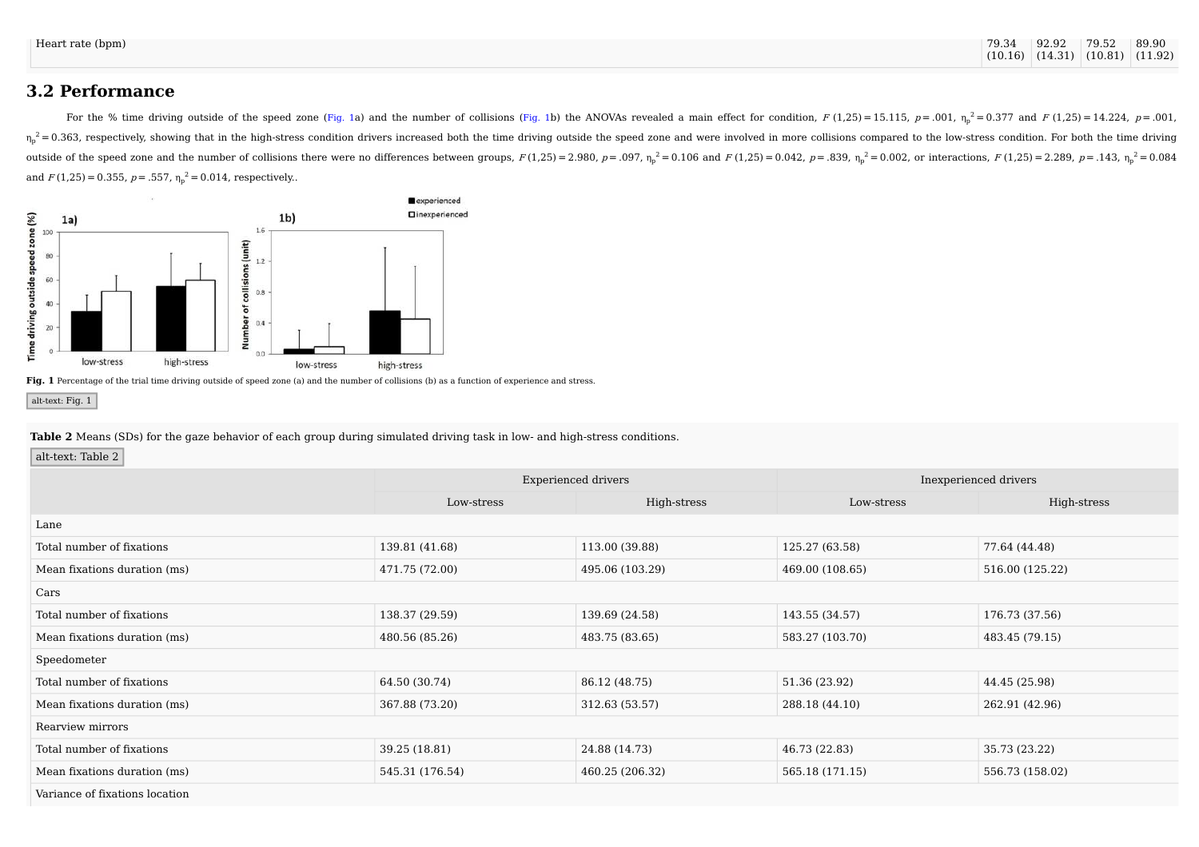| Heart rate (bpm) | 79.34 (10.16) | 92.92 (14.31) | 79.52 (10.81) | 89.90 (11.92) |
|---|---|---|---|---|

## 3.2 Performance

For the % time driving outside of the speed zone (Fig. 1a) and the number of collisions (Fig. 1b) the ANOVAs revealed a main effect for condition, $F(1,25) = 15.115$, $p = .001$, $\eta_p^2 = 0.377$ and $F(1,25) = 14.224$, $p = .001$, $\eta_p^2 = 0.363$, respectively, showing that in the high-stress condition drivers increased both the time driving outside the speed zone and were involved in more collisions compared to the low-stress condition. For both the time driving outside of the speed zone and the number of collisions there were no differences between groups, $F(1,25) = 2.980$, $p = .097$, $\eta_p^2 = 0.106$ and $F(1,25) = 0.042$, $p = .839$, $\eta_p^2 = 0.002$, or interactions, $F(1,25) = 2.289$, $p = .143$, $\eta_p^2 = 0.084$ and $F(1,25) = 0.355$, $p = .557$, $\eta_p^2 = 0.014$, respectively..

**Fig. 1** Percentage of the trial time driving outside of speed zone (a) and the number of collisions (b) as a function of experience and stress.

alt-text: Fig. 1

**Table 2** Means (SDs) for the gaze behavior of each group during simulated driving task in low- and high-stress conditions.

alt-text: Table 2

| | Experienced drivers | | Inexperienced drivers | |
|---|---|---|---|---|
| | Low-stress | High-stress | Low-stress | High-stress |
| Lane | | | | |
| Total number of fixations | 139.81 (41.68) | 113.00 (39.88) | 125.27 (63.58) | 77.64 (44.48) |
| Mean fixations duration (ms) | 471.75 (72.00) | 495.06 (103.29) | 469.00 (108.65) | 516.00 (125.22) |
| Cars | | | | |
| Total number of fixations | 138.37 (29.59) | 139.69 (24.58) | 143.55 (34.57) | 176.73 (37.56) |
| Mean fixations duration (ms) | 480.56 (85.26) | 483.75 (83.65) | 583.27 (103.70) | 483.45 (79.15) |
| Speedometer | | | | |
| Total number of fixations | 64.50 (30.74) | 86.12 (48.75) | 51.36 (23.92) | 44.45 (25.98) |
| Mean fixations duration (ms) | 367.88 (73.20) | 312.63 (53.57) | 288.18 (44.10) | 262.91 (42.96) |
| Rearview mirrors | | | | |
| Total number of fixations | 39.25 (18.81) | 24.88 (14.73) | 46.73 (22.83) | 35.73 (23.22) |
| Mean fixations duration (ms) | 545.31 (176.54) | 460.25 (206.32) | 565.18 (171.15) | 556.73 (158.02) |
| Variance of fixations location | | | | |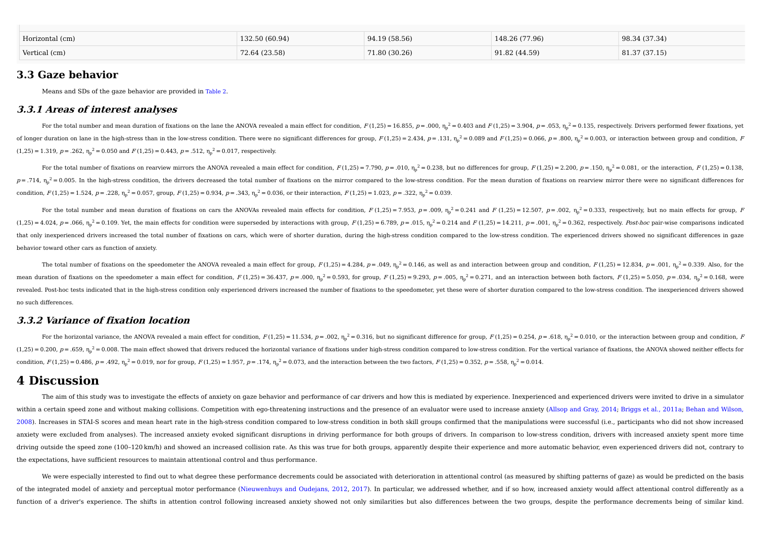| | | | | |
|---|---|---|---|---|
| Horizontal (cm) | 132.50 (60.94) | 94.19 (58.56) | 148.26 (77.96) | 98.34 (37.34) |
| Vertical (cm) | 72.64 (23.58) | 71.80 (30.26) | 91.82 (44.59) | 81.37 (37.15) |

## 3.3 Gaze behavior

Means and SDs of the gaze behavior are provided in Table 2.

### 3.3.1 Areas of interest analyses

For the total number and mean duration of fixations on the lane the ANOVA revealed a main effect for condition, $F(1,25) = 16.855$, $p = .000$, $\eta_p^2 = 0.403$ and $F(1,25) = 3.904$, $p = .053$, $\eta_p^2 = 0.135$, respectively. Drivers performed fewer fixations, yet of longer duration on lane in the high-stress than in the low-stress condition. There were no significant differences for group, $F(1,25) = 2.434$, $p = .131$, $\eta_p^2 = 0.089$ and $F(1,25) = 0.066$, $p = .800$, $\eta_p^2 = 0.003$, or interaction between group and condition, $F(1,25) = 1.319$, $p = .262$, $\eta_p^2 = 0.050$ and $F(1,25) = 0.443$, $p = .512$, $\eta_p^2 = 0.017$, respectively.

For the total number of fixations on rearview mirrors the ANOVA revealed a main effect for condition, $F(1,25) = 7.790$, $p = .010$, $\eta_p^2 = 0.238$, but no differences for group, $F(1,25) = 2.200$, $p = .150$, $\eta_p^2 = 0.081$, or the interaction, $F(1,25) = 0.138$, $p = .714$, $\eta_p^2 = 0.005$. In the high-stress condition, the drivers decreased the total number of fixations on the mirror compared to the low-stress condition. For the mean duration of fixations on rearview mirror there were no significant differences for condition, $F(1,25) = 1.524$, $p = .228$, $\eta_p^2 = 0.057$, group, $F(1,25) = 0.934$, $p = .343$, $\eta_p^2 = 0.036$, or their interaction, $F(1,25) = 1.023$, $p = .322$, $\eta_p^2 = 0.039$.

For the total number and mean duration of fixations on cars the ANOVAs revealed main effects for condition, $F(1,25) = 7.953$, $p = .009$, $\eta_p^2 = 0.241$ and $F(1,25) = 12.507$, $p = .002$, $\eta_p^2 = 0.333$, respectively, but no main effects for group, $F(1,25) = 4.024$, $p = .066$, $\eta_p^2 = 0.109$. Yet, the main effects for condition were superseded by interactions with group, $F(1,25) = 6.789$, $p = .015$, $\eta_p^2 = 0.214$ and $F(1,25) = 14.211$, $p = .001$, $\eta_p^2 = 0.362$, respectively. *Post-hoc* pair-wise comparisons indicated that only inexperienced drivers increased the total number of fixations on cars, which were of shorter duration, during the high-stress condition compared to the low-stress condition. The experienced drivers showed no significant differences in gaze behavior toward other cars as function of anxiety.

The total number of fixations on the speedometer the ANOVA revealed a main effect for group, $F(1,25) = 4.284$, $p = .049$, $\eta_p^2 = 0.146$, as well as and interaction between group and condition, $F(1,25) = 12.834$, $p = .001$, $\eta_p^2 = 0.339$. Also, for the mean duration of fixations on the speedometer a main effect for condition, $F(1,25) = 36.437$, $p = .000$, $\eta_p^2 = 0.593$, for group, $F(1,25) = 9.293$, $p = .005$, $\eta_p^2 = 0.271$, and an interaction between both factors, $F(1,25) = 5.050$, $p = .034$, $\eta_p^2 = 0.168$, were revealed. Post-hoc tests indicated that in the high-stress condition only experienced drivers increased the number of fixations to the speedometer, yet these were of shorter duration compared to the low-stress condition. The inexperienced drivers showed no such differences.

### 3.3.2 Variance of fixation location

For the horizontal variance, the ANOVA revealed a main effect for condition, $F(1,25) = 11.534$, $p = .002$, $\eta_p^2 = 0.316$, but no significant difference for group, $F(1,25) = 0.254$, $p = .618$, $\eta_p^2 = 0.010$, or the interaction between group and condition, $F(1,25) = 0.200$, $p = .659$, $\eta_p^2 = 0.008$. The main effect showed that drivers reduced the horizontal variance of fixations under high-stress condition compared to low-stress condition. For the vertical variance of fixations, the ANOVA showed neither effects for condition, $F(1,25) = 0.486$, $p = .492$, $\eta_p^2 = 0.019$, nor for group, $F(1,25) = 1.957$, $p = .174$, $\eta_p^2 = 0.073$, and the interaction between the two factors, $F(1,25) = 0.352$, $p = .558$, $\eta_p^2 = 0.014$.

# 4 Discussion

The aim of this study was to investigate the effects of anxiety on gaze behavior and performance of car drivers and how this is mediated by experience. Inexperienced and experienced drivers were invited to drive in a simulator within a certain speed zone and without making collisions. Competition with ego-threatening instructions and the presence of an evaluator were used to increase anxiety (Allsop and Gray, 2014; Briggs et al., 2011a; Behan and Wilson, 2008). Increases in STAI-S scores and mean heart rate in the high-stress condition compared to low-stress condition in both skill groups confirmed that the manipulations were successful (i.e., participants who did not show increased anxiety were excluded from analyses). The increased anxiety evoked significant disruptions in driving performance for both groups of drivers. In comparison to low-stress condition, drivers with increased anxiety spent more time driving outside the speed zone (100–120 km/h) and showed an increased collision rate. As this was true for both groups, apparently despite their experience and more automatic behavior, even experienced drivers did not, contrary to the expectations, have sufficient resources to maintain attentional control and thus performance.

We were especially interested to find out to what degree these performance decrements could be associated with deterioration in attentional control (as measured by shifting patterns of gaze) as would be predicted on the basis of the integrated model of anxiety and perceptual motor performance (Nieuwenhuys and Oudejans, 2012, 2017). In particular, we addressed whether, and if so how, increased anxiety would affect attentional control differently as a function of a driver's experience. The shifts in attention control following increased anxiety showed not only similarities but also differences between the two groups, despite the performance decrements being of similar kind.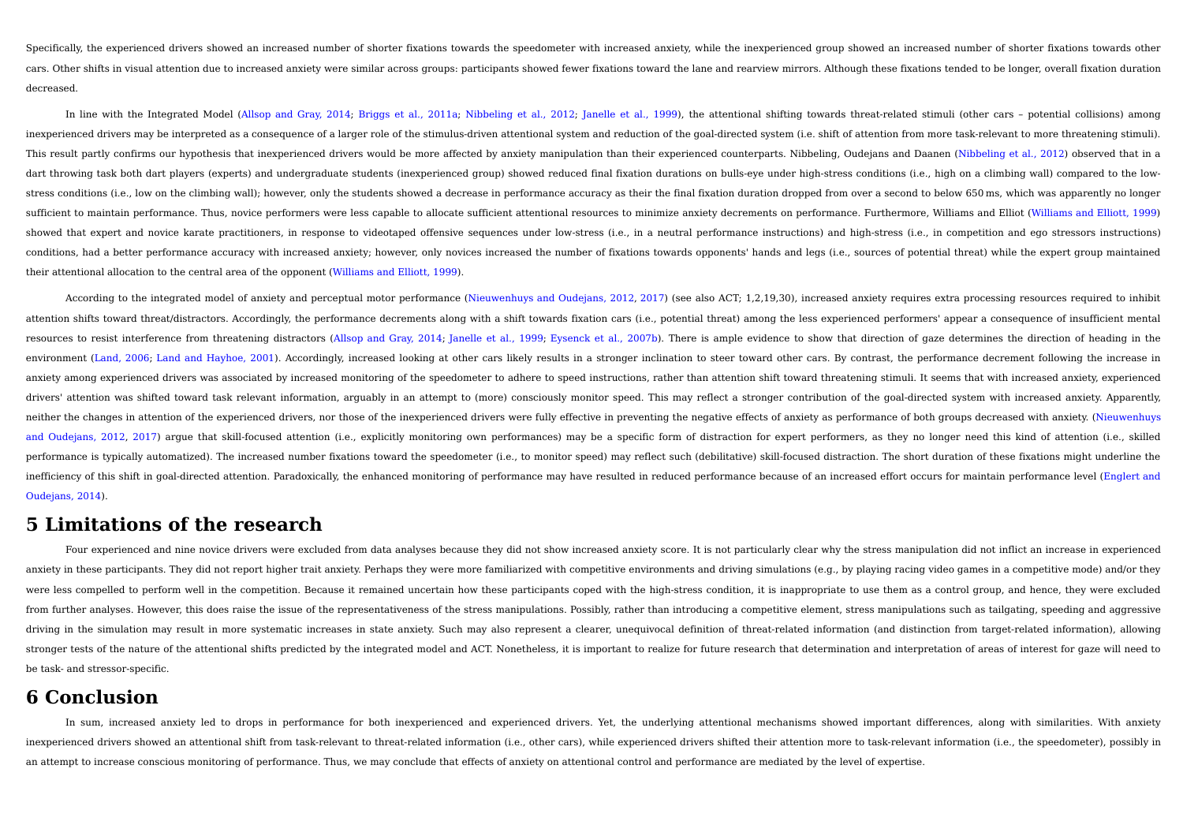Specifically, the experienced drivers showed an increased number of shorter fixations towards the speedometer with increased anxiety, while the inexperienced group showed an increased number of shorter fixations towards other cars. Other shifts in visual attention due to increased anxiety were similar across groups: participants showed fewer fixations toward the lane and rearview mirrors. Although these fixations tended to be longer, overall fixation duration decreased.

In line with the Integrated Model (Allsop and Gray, 2014; Briggs et al., 2011a; Nibbeling et al., 2012; Janelle et al., 1999), the attentional shifting towards threat-related stimuli (other cars – potential collisions) among inexperienced drivers may be interpreted as a consequence of a larger role of the stimulus-driven attentional system and reduction of the goal-directed system (i.e. shift of attention from more task-relevant to more threatening stimuli). This result partly confirms our hypothesis that inexperienced drivers would be more affected by anxiety manipulation than their experienced counterparts. Nibbeling, Oudejans and Daanen (Nibbeling et al., 2012) observed that in a dart throwing task both dart players (experts) and undergraduate students (inexperienced group) showed reduced final fixation durations on bulls-eye under high-stress conditions (i.e., high on a climbing wall) compared to the low-stress conditions (i.e., low on the climbing wall); however, only the students showed a decrease in performance accuracy as their the final fixation duration dropped from over a second to below 650 ms, which was apparently no longer sufficient to maintain performance. Thus, novice performers were less capable to allocate sufficient attentional resources to minimize anxiety decrements on performance. Furthermore, Williams and Elliot (Williams and Elliott, 1999) showed that expert and novice karate practitioners, in response to videotaped offensive sequences under low-stress (i.e., in a neutral performance instructions) and high-stress (i.e., in competition and ego stressors instructions) conditions, had a better performance accuracy with increased anxiety; however, only novices increased the number of fixations towards opponents' hands and legs (i.e., sources of potential threat) while the expert group maintained their attentional allocation to the central area of the opponent (Williams and Elliott, 1999).

According to the integrated model of anxiety and perceptual motor performance (Nieuwenhuys and Oudejans, 2012, 2017) (see also ACT; 1,2,19,30), increased anxiety requires extra processing resources required to inhibit attention shifts toward threat/distractors. Accordingly, the performance decrements along with a shift towards fixation cars (i.e., potential threat) among the less experienced performers' appear a consequence of insufficient mental resources to resist interference from threatening distractors (Allsop and Gray, 2014; Janelle et al., 1999; Eysenck et al., 2007b). There is ample evidence to show that direction of gaze determines the direction of heading in the environment (Land, 2006; Land and Hayhoe, 2001). Accordingly, increased looking at other cars likely results in a stronger inclination to steer toward other cars. By contrast, the performance decrement following the increase in anxiety among experienced drivers was associated by increased monitoring of the speedometer to adhere to speed instructions, rather than attention shift toward threatening stimuli. It seems that with increased anxiety, experienced drivers' attention was shifted toward task relevant information, arguably in an attempt to (more) consciously monitor speed. This may reflect a stronger contribution of the goal-directed system with increased anxiety. Apparently, neither the changes in attention of the experienced drivers, nor those of the inexperienced drivers were fully effective in preventing the negative effects of anxiety as performance of both groups decreased with anxiety. (Nieuwenhuys and Oudejans, 2012, 2017) argue that skill-focused attention (i.e., explicitly monitoring own performances) may be a specific form of distraction for expert performers, as they no longer need this kind of attention (i.e., skilled performance is typically automatized). The increased number fixations toward the speedometer (i.e., to monitor speed) may reflect such (debilitative) skill-focused distraction. The short duration of these fixations might underline the inefficiency of this shift in goal-directed attention. Paradoxically, the enhanced monitoring of performance may have resulted in reduced performance because of an increased effort occurs for maintain performance level (Englert and Oudejans, 2014).

# 5 Limitations of the research

Four experienced and nine novice drivers were excluded from data analyses because they did not show increased anxiety score. It is not particularly clear why the stress manipulation did not inflict an increase in experienced anxiety in these participants. They did not report higher trait anxiety. Perhaps they were more familiarized with competitive environments and driving simulations (e.g., by playing racing video games in a competitive mode) and/or they were less compelled to perform well in the competition. Because it remained uncertain how these participants coped with the high-stress condition, it is inappropriate to use them as a control group, and hence, they were excluded from further analyses. However, this does raise the issue of the representativeness of the stress manipulations. Possibly, rather than introducing a competitive element, stress manipulations such as tailgating, speeding and aggressive driving in the simulation may result in more systematic increases in state anxiety. Such may also represent a clearer, unequivocal definition of threat-related information (and distinction from target-related information), allowing stronger tests of the nature of the attentional shifts predicted by the integrated model and ACT. Nonetheless, it is important to realize for future research that determination and interpretation of areas of interest for gaze will need to be task- and stressor-specific.

# 6 Conclusion

In sum, increased anxiety led to drops in performance for both inexperienced and experienced drivers. Yet, the underlying attentional mechanisms showed important differences, along with similarities. With anxiety inexperienced drivers showed an attentional shift from task-relevant to threat-related information (i.e., other cars), while experienced drivers shifted their attention more to task-relevant information (i.e., the speedometer), possibly in an attempt to increase conscious monitoring of performance. Thus, we may conclude that effects of anxiety on attentional control and performance are mediated by the level of expertise.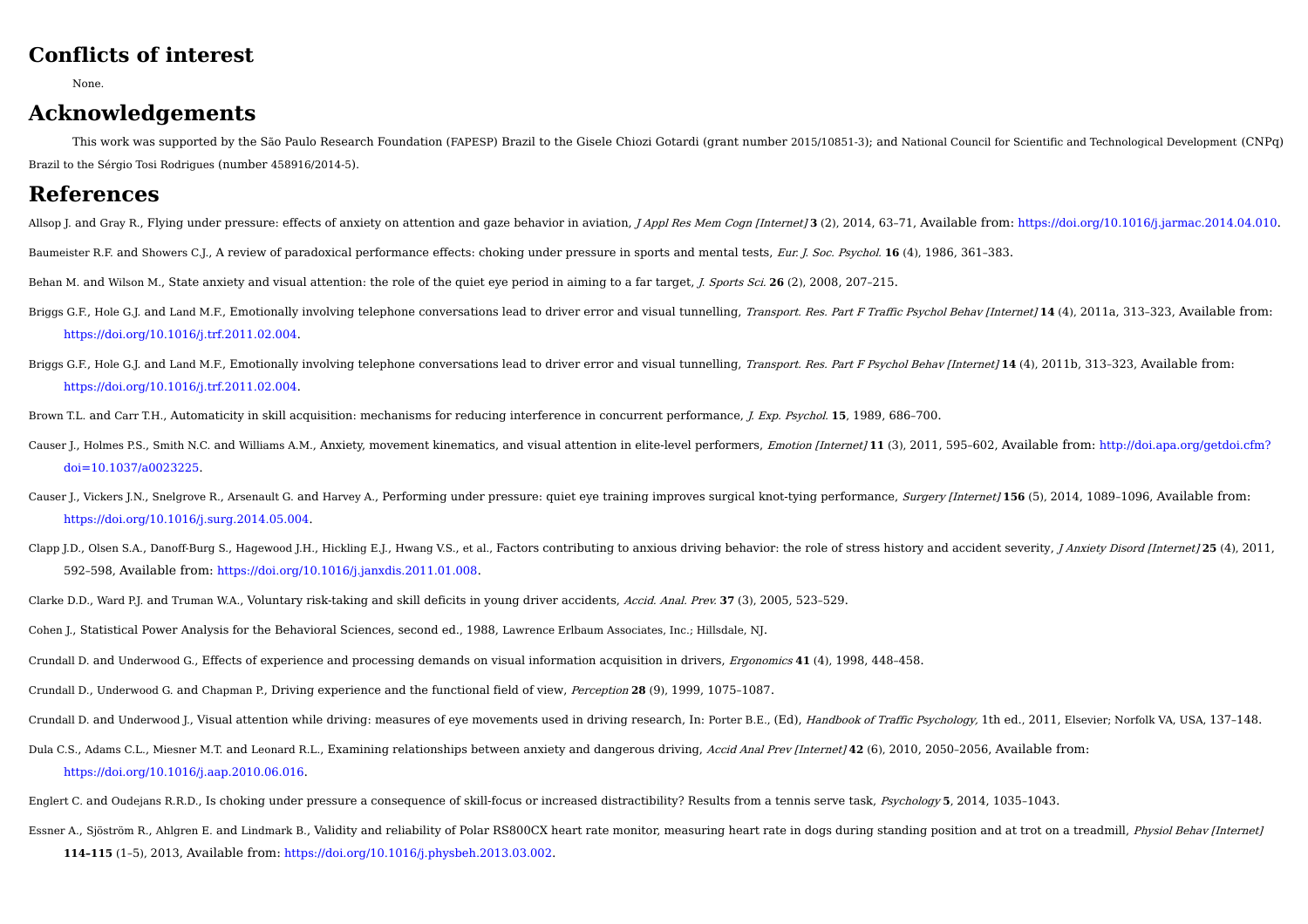## Conflicts of interest

None.

## Acknowledgements

This work was supported by the São Paulo Research Foundation (FAPESP) Brazil to the Gisele Chiozi Gotardi (grant number 2015/10851-3); and National Council for Scientific and Technological Development (CNPq) Brazil to the Sérgio Tosi Rodrigues (number 458916/2014-5).

## References

Allsop J. and Gray R., Flying under pressure: effects of anxiety on attention and gaze behavior in aviation, *J Appl Res Mem Cogn [Internet]* **3** (2), 2014, 63–71, Available from: https://doi.org/10.1016/j.jarmac.2014.04.010.

Baumeister R.F. and Showers C.J., A review of paradoxical performance effects: choking under pressure in sports and mental tests, *Eur. J. Soc. Psychol.* **16** (4), 1986, 361–383.

Behan M. and Wilson M., State anxiety and visual attention: the role of the quiet eye period in aiming to a far target, *J. Sports Sci.* **26** (2), 2008, 207–215.

Briggs G.F., Hole G.J. and Land M.F., Emotionally involving telephone conversations lead to driver error and visual tunnelling, *Transport. Res. Part F Traffic Psychol Behav [Internet]* **14** (4), 2011a, 313–323, Available from: https://doi.org/10.1016/j.trf.2011.02.004.

Briggs G.F., Hole G.J. and Land M.F., Emotionally involving telephone conversations lead to driver error and visual tunnelling, *Transport. Res. Part F Psychol Behav [Internet]* **14** (4), 2011b, 313–323, Available from: https://doi.org/10.1016/j.trf.2011.02.004.

Brown T.L. and Carr T.H., Automaticity in skill acquisition: mechanisms for reducing interference in concurrent performance, *J. Exp. Psychol.* **15**, 1989, 686–700.

Causer J., Holmes P.S., Smith N.C. and Williams A.M., Anxiety, movement kinematics, and visual attention in elite-level performers, *Emotion [Internet]* **11** (3), 2011, 595–602, Available from: http://doi.apa.org/getdoi.cfm?doi=10.1037/a0023225.

Causer J., Vickers J.N., Snelgrove R., Arsenault G. and Harvey A., Performing under pressure: quiet eye training improves surgical knot-tying performance, *Surgery [Internet]* **156** (5), 2014, 1089–1096, Available from: https://doi.org/10.1016/j.surg.2014.05.004.

Clapp J.D., Olsen S.A., Danoff-Burg S., Hagewood J.H., Hickling E.J., Hwang V.S., et al., Factors contributing to anxious driving behavior: the role of stress history and accident severity, *J Anxiety Disord [Internet]* **25** (4), 2011, 592–598, Available from: https://doi.org/10.1016/j.janxdis.2011.01.008.

Clarke D.D., Ward P.J. and Truman W.A., Voluntary risk-taking and skill deficits in young driver accidents, *Accid. Anal. Prev.* **37** (3), 2005, 523–529.

Cohen J., Statistical Power Analysis for the Behavioral Sciences, second ed., 1988, Lawrence Erlbaum Associates, Inc.; Hillsdale, NJ.

Crundall D. and Underwood G., Effects of experience and processing demands on visual information acquisition in drivers, *Ergonomics* **41** (4), 1998, 448–458.

Crundall D., Underwood G. and Chapman P., Driving experience and the functional field of view, *Perception* **28** (9), 1999, 1075–1087.

Crundall D. and Underwood J., Visual attention while driving: measures of eye movements used in driving research, In: Porter B.E., (Ed), *Handbook of Traffic Psychology,* 1th ed., 2011, Elsevier; Norfolk VA, USA, 137–148.

Dula C.S., Adams C.L., Miesner M.T. and Leonard R.L., Examining relationships between anxiety and dangerous driving, *Accid Anal Prev [Internet]* **42** (6), 2010, 2050–2056, Available from: https://doi.org/10.1016/j.aap.2010.06.016.

Englert C. and Oudejans R.R.D., Is choking under pressure a consequence of skill-focus or increased distractibility? Results from a tennis serve task, *Psychology* **5**, 2014, 1035–1043.

Essner A., Sjöström R., Ahlgren E. and Lindmark B., Validity and reliability of Polar RS800CX heart rate monitor, measuring heart rate in dogs during standing position and at trot on a treadmill, *Physiol Behav [Internet]* **114–115** (1–5), 2013, Available from: https://doi.org/10.1016/j.physbeh.2013.03.002.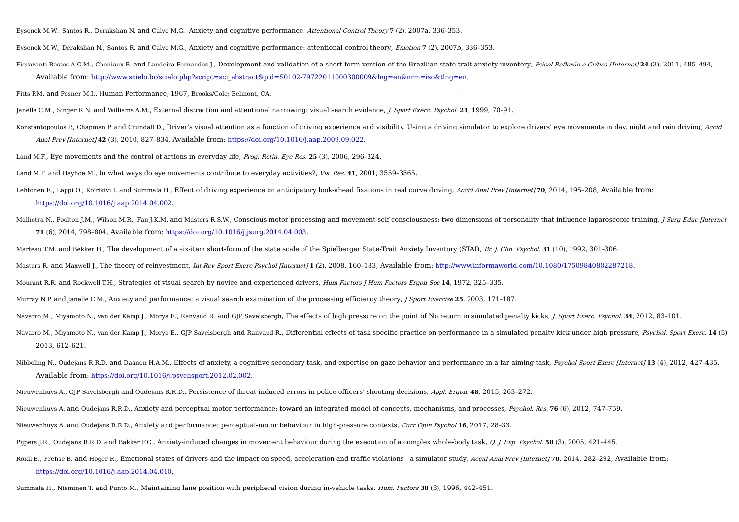Eysenck M.W., Santos R., Derakshan N. and Calvo M.G., Anxiety and cognitive performance, *Attentional Control Theory* **7** (2), 2007a, 336–353.

Eysenck M.W., Derakshan N., Santos R. and Calvo M.G., Anxiety and cognitive performance: attentional control theory, *Emotion* **7** (2), 2007b, 336–353.

Fioravanti-Bastos A.C.M., Cheniaux E. and Landeira-Fernandez J., Development and validation of a short-form version of the Brazilian state-trait anxiety inventory, *Psicol Reflexão e Crítica [Internet]* **24** (3), 2011, 485–494, Available from: http://www.scielo.br/scielo.php?script=sci_abstract&pid=S0102-79722011000300009&lng=en&nrm=iso&tlng=en.

Fitts P.M. and Posner M.I., Human Performance, 1967, Brooks/Cole; Belmont, CA.

Janelle C.M., Singer R.N. and Williams A.M., External distraction and attentional narrowing: visual search evidence, *J. Sport Exerc. Psychol.* **21**, 1999, 70–91.

Konstantopoulos P., Chapman P. and Crundall D., Driver's visual attention as a function of driving experience and visibility. Using a driving simulator to explore drivers' eye movements in day, night and rain driving, *Accid Anal Prev [Internet]* **42** (3), 2010, 827–834, Available from: https://doi.org/10.1016/j.aap.2009.09.022.

Land M.F., Eye movements and the control of actions in everyday life, *Prog. Retin. Eye Res.* **25** (3), 2006, 296–324.

Land M.F. and Hayhoe M., In what ways do eye movements contribute to everyday activities?, *Vis. Res.* **41**, 2001, 3559–3565.

Lehtonen E., Lappi O., Koirikivi I. and Summala H., Effect of driving experience on anticipatory look-ahead fixations in real curve driving, *Accid Anal Prev [Internet]* **70**, 2014, 195–208, Available from: https://doi.org/10.1016/j.aap.2014.04.002.

Malhotra N., Poolton J.M., Wilson M.R., Fan J.K.M. and Masters R.S.W., Conscious motor processing and movement self-consciousness: two dimensions of personality that influence laparoscopic training, *J Surg Educ [Internet* **71** (6), 2014, 798–804, Available from: https://doi.org/10.1016/j.jsurg.2014.04.003.

Marteau T.M. and Bekker H., The development of a six-item short-form of the state scale of the Spielberger State-Trait Anxiety Inventory (STAI), *Br. J. Clin. Psychol.* **31** (10), 1992, 301–306.

Masters R. and Maxwell J., The theory of reinvestment, *Int Rev Sport Exerc Psychol [Internet]* **1** (2), 2008, 160–183, Available from: http://www.informaworld.com/10.1080/17509840802287218.

Mourant R.R. and Rockwell T.H., Strategies of visual search by novice and experienced drivers, *Hum Factors J Hum Factors Ergon Soc* **14**, 1972, 325–335.

Murray N.P. and Janelle C.M., Anxiety and performance: a visual search examination of the processing efficiency theory, *J Sport Exercise* **25**, 2003, 171–187.

Navarro M., Miyamoto N., van der Kamp J., Morya E., Ranvaud R. and GJP Savelsbergh, The effects of high pressure on the point of No return in simulated penalty kicks, *J. Sport Exerc. Psychol.* **34**, 2012, 83–101.

Navarro M., Miyamoto N., van der Kamp J., Morya E., GJP Savelsbergh and Ranvaud R., Differential effects of task-specific practice on performance in a simulated penalty kick under high-pressure, *Psychol. Sport Exerc.* **14** (5) 2013, 612–621.

Nibbeling N., Oudejans R.R.D. and Daanen H.A.M., Effects of anxiety, a cognitive secondary task, and expertise on gaze behavior and performance in a far aiming task, *Psychol Sport Exerc [Internet]* **13** (4), 2012, 427–435, Available from: https://doi.org/10.1016/j.psychsport.2012.02.002.

Nieuwenhuys A., GJP Savelsbergh and Oudejans R.R.D., Persistence of threat-induced errors in police officers' shooting decisions, *Appl. Ergon.* **48**, 2015, 263–272.

Nieuwenhuys A. and Oudejans R.R.D., Anxiety and perceptual-motor performance: toward an integrated model of concepts, mechanisms, and processes, *Psychol. Res.* **76** (6), 2012, 747–759.

Nieuwenhuys A. and Oudejans R.R.D., Anxiety and performance: perceptual-motor behaviour in high-pressure contexts, *Curr Opin Psychol* **16**, 2017, 28–33.

Pijpers J.R., Oudejans R.R.D. and Bakker F.C., Anxiety-induced changes in movement behaviour during the execution of a complex whole-body task, *Q. J. Exp. Psychol.* **58** (3), 2005, 421–445.

Roidl E., Frehse B. and Hoger R., Emotional states of drivers and the impact on speed, acceleration and traffic violations - a simulator study, *Accid Anal Prev [Internet]* **70**, 2014, 282–292, Available from: https://doi.org/10.1016/j.aap.2014.04.010.

Summala H., Nieminen T. and Punto M., Maintaining lane position with peripheral vision during in-vehicle tasks, *Hum. Factors* **38** (3), 1996, 442–451.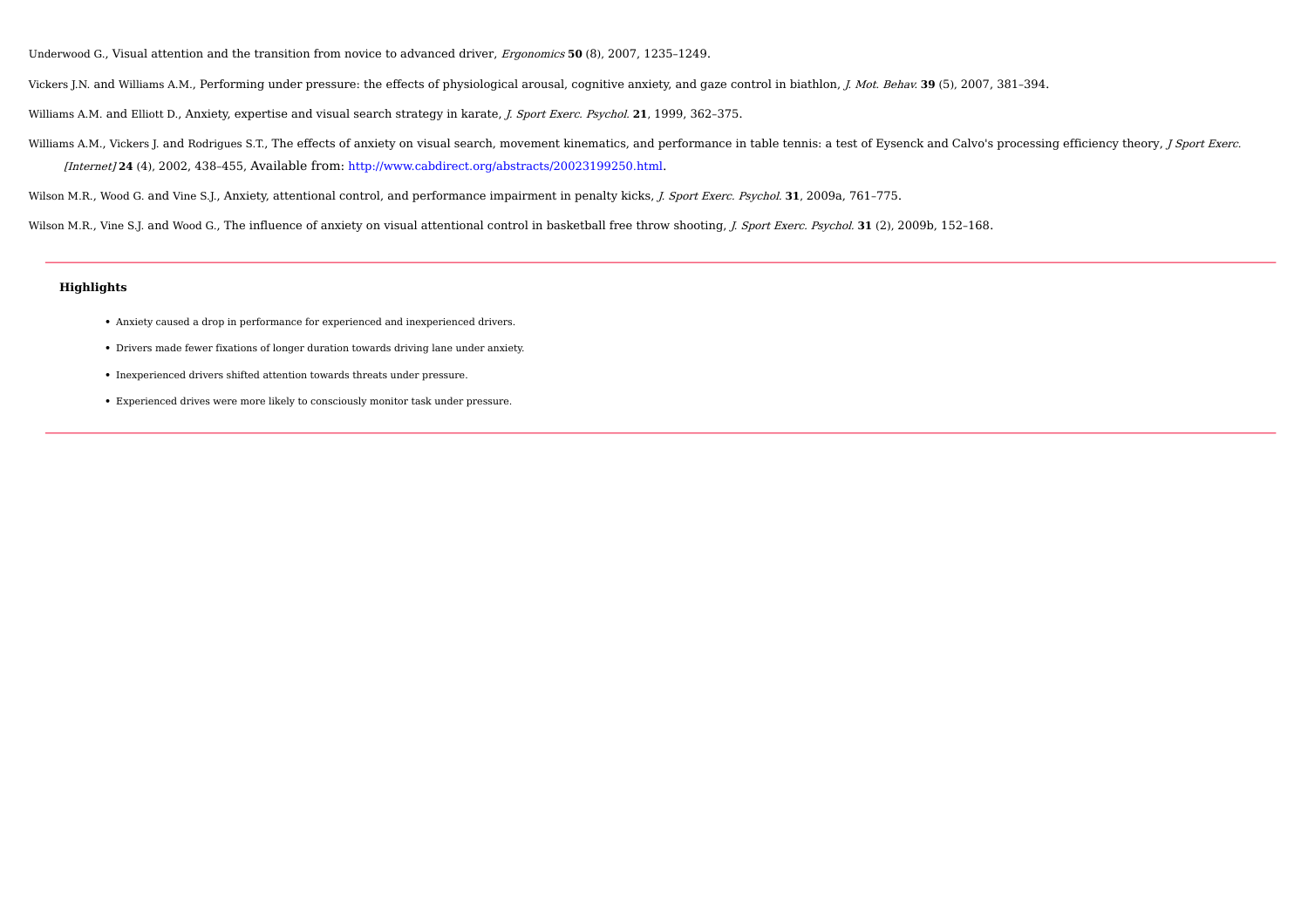Underwood G., Visual attention and the transition from novice to advanced driver, *Ergonomics* **50** (8), 2007, 1235–1249.

Vickers J.N. and Williams A.M., Performing under pressure: the effects of physiological arousal, cognitive anxiety, and gaze control in biathlon, *J. Mot. Behav.* **39** (5), 2007, 381–394.

Williams A.M. and Elliott D., Anxiety, expertise and visual search strategy in karate, *J. Sport Exerc. Psychol.* **21**, 1999, 362–375.

Williams A.M., Vickers J. and Rodrigues S.T., The effects of anxiety on visual search, movement kinematics, and performance in table tennis: a test of Eysenck and Calvo's processing efficiency theory, *J Sport Exerc. [Internet]* **24** (4), 2002, 438–455, Available from: http://www.cabdirect.org/abstracts/20023199250.html.

Wilson M.R., Wood G. and Vine S.J., Anxiety, attentional control, and performance impairment in penalty kicks, *J. Sport Exerc. Psychol.* **31**, 2009a, 761–775.

Wilson M.R., Vine S.J. and Wood G., The influence of anxiety on visual attentional control in basketball free throw shooting, *J. Sport Exerc. Psychol.* **31** (2), 2009b, 152–168.

---

**Highlights**

- Anxiety caused a drop in performance for experienced and inexperienced drivers.
- Drivers made fewer fixations of longer duration towards driving lane under anxiety.
- Inexperienced drivers shifted attention towards threats under pressure.
- Experienced drives were more likely to consciously monitor task under pressure.

---